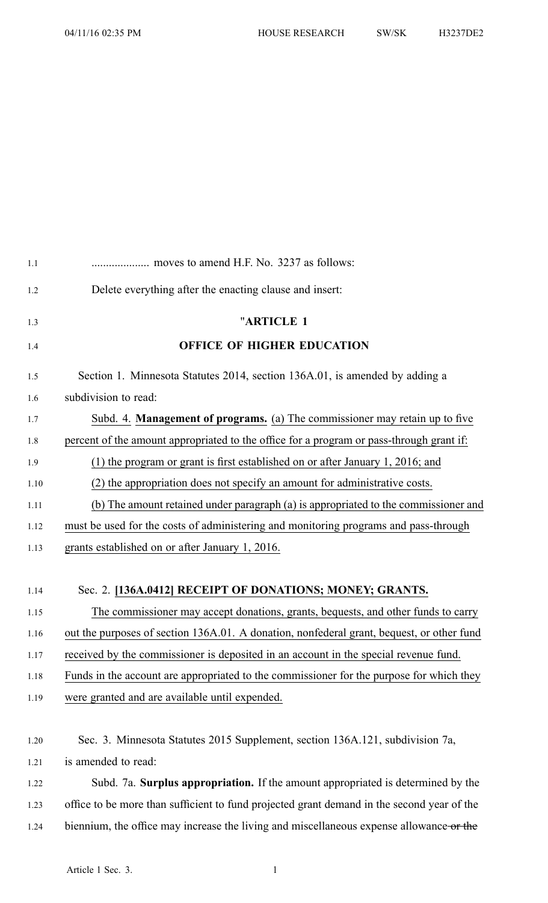.................... moves to amend H.F. No. 3237 as follows:

Delete everything after the enacting clause and insert:

"**ARTICLE 1**

**OFFICE OF HIGHER EDUCATION**

Section 1. Minnesota Statutes 2014, section 136A.01, is amended by adding a subdivision to read:

Subd. 4. **Management of programs.** (a) The commissioner may retain up to five percent of the amount appropriated to the office for a program or pass-through grant if:

(1) the program or grant is first established on or after January 1, 2016; and

(2) the appropriation does not specify an amount for administrative costs.

(b) The amount retained under paragraph (a) is appropriated to the commissioner and must be used for the costs of administering and monitoring programs and pass-through grants established on or after January 1, 2016.

Sec. 2. **[136A.0412] RECEIPT OF DONATIONS; MONEY; GRANTS.**

The commissioner may accept donations, grants, bequests, and other funds to carry out the purposes of section 136A.01. A donation, nonfederal grant, bequest, or other fund received by the commissioner is deposited in an account in the special revenue fund. Funds in the account are appropriated to the commissioner for the purpose for which they were granted and are available until expended.

Sec. 3. Minnesota Statutes 2015 Supplement, section 136A.121, subdivision 7a, is amended to read:

Subd. 7a. **Surplus appropriation.** If the amount appropriated is determined by the office to be more than sufficient to fund projected grant demand in the second year of the biennium, the office may increase the living and miscellaneous expense allowance ~~or the~~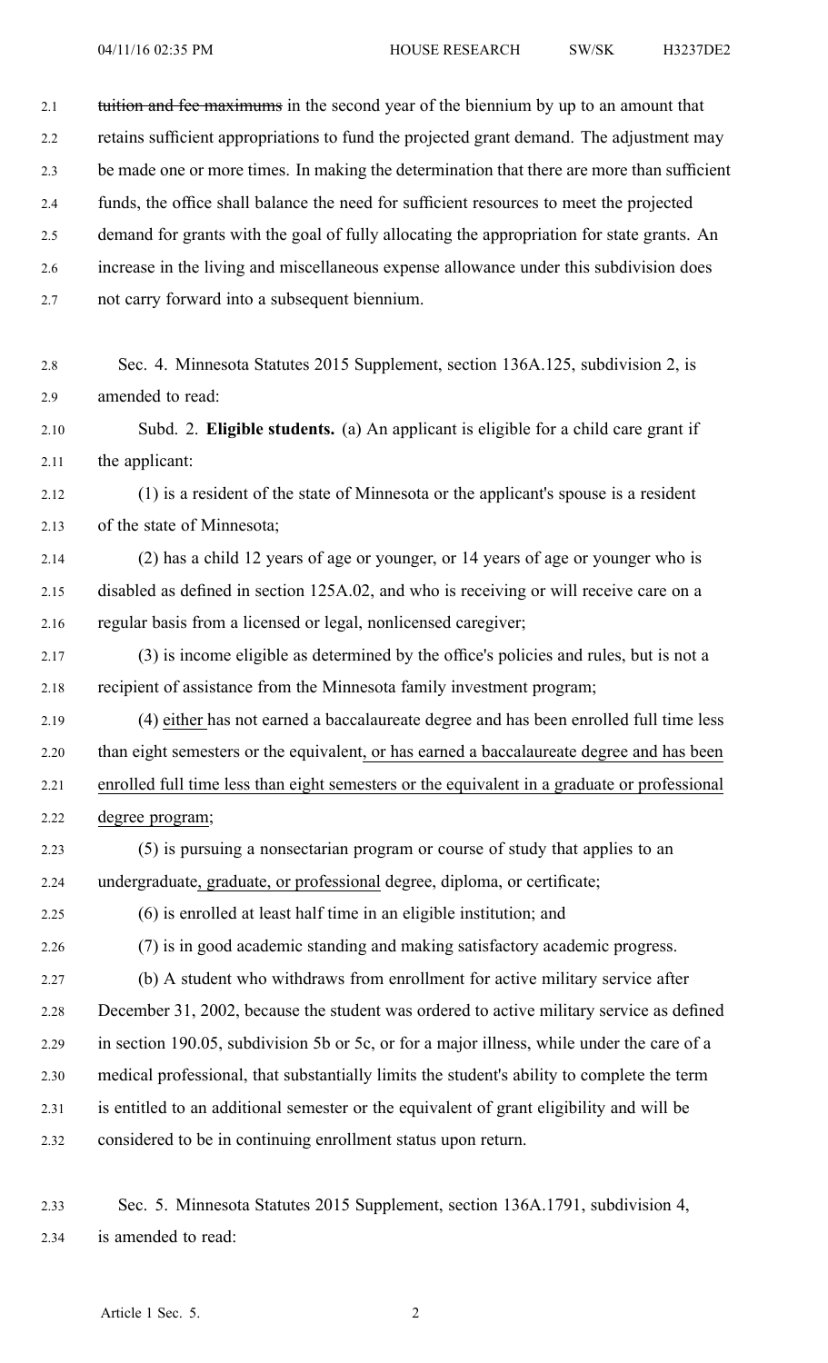~~tuition and fee maximums~~ in the second year of the biennium by up to an amount that retains sufficient appropriations to fund the projected grant demand. The adjustment may be made one or more times. In making the determination that there are more than sufficient funds, the office shall balance the need for sufficient resources to meet the projected demand for grants with the goal of fully allocating the appropriation for state grants. An increase in the living and miscellaneous expense allowance under this subdivision does not carry forward into a subsequent biennium.

Sec. 4. Minnesota Statutes 2015 Supplement, section 136A.125, subdivision 2, is amended to read:

Subd. 2. **Eligible students.** (a) An applicant is eligible for a child care grant if the applicant:

(1) is a resident of the state of Minnesota or the applicant's spouse is a resident of the state of Minnesota;

(2) has a child 12 years of age or younger, or 14 years of age or younger who is disabled as defined in section 125A.02, and who is receiving or will receive care on a regular basis from a licensed or legal, nonlicensed caregiver;

(3) is income eligible as determined by the office's policies and rules, but is not a recipient of assistance from the Minnesota family investment program;

(4) <u>either</u> has not earned a baccalaureate degree and has been enrolled full time less than eight semesters or the equivalent<u>, or has earned a baccalaureate degree and has been enrolled full time less than eight semesters or the equivalent in a graduate or professional degree program</u>;

(5) is pursuing a nonsectarian program or course of study that applies to an undergraduate<u>, graduate, or professional</u> degree, diploma, or certificate;

(6) is enrolled at least half time in an eligible institution; and

(7) is in good academic standing and making satisfactory academic progress.

(b) A student who withdraws from enrollment for active military service after December 31, 2002, because the student was ordered to active military service as defined in section 190.05, subdivision 5b or 5c, or for a major illness, while under the care of a medical professional, that substantially limits the student's ability to complete the term is entitled to an additional semester or the equivalent of grant eligibility and will be considered to be in continuing enrollment status upon return.

Sec. 5. Minnesota Statutes 2015 Supplement, section 136A.1791, subdivision 4, is amended to read: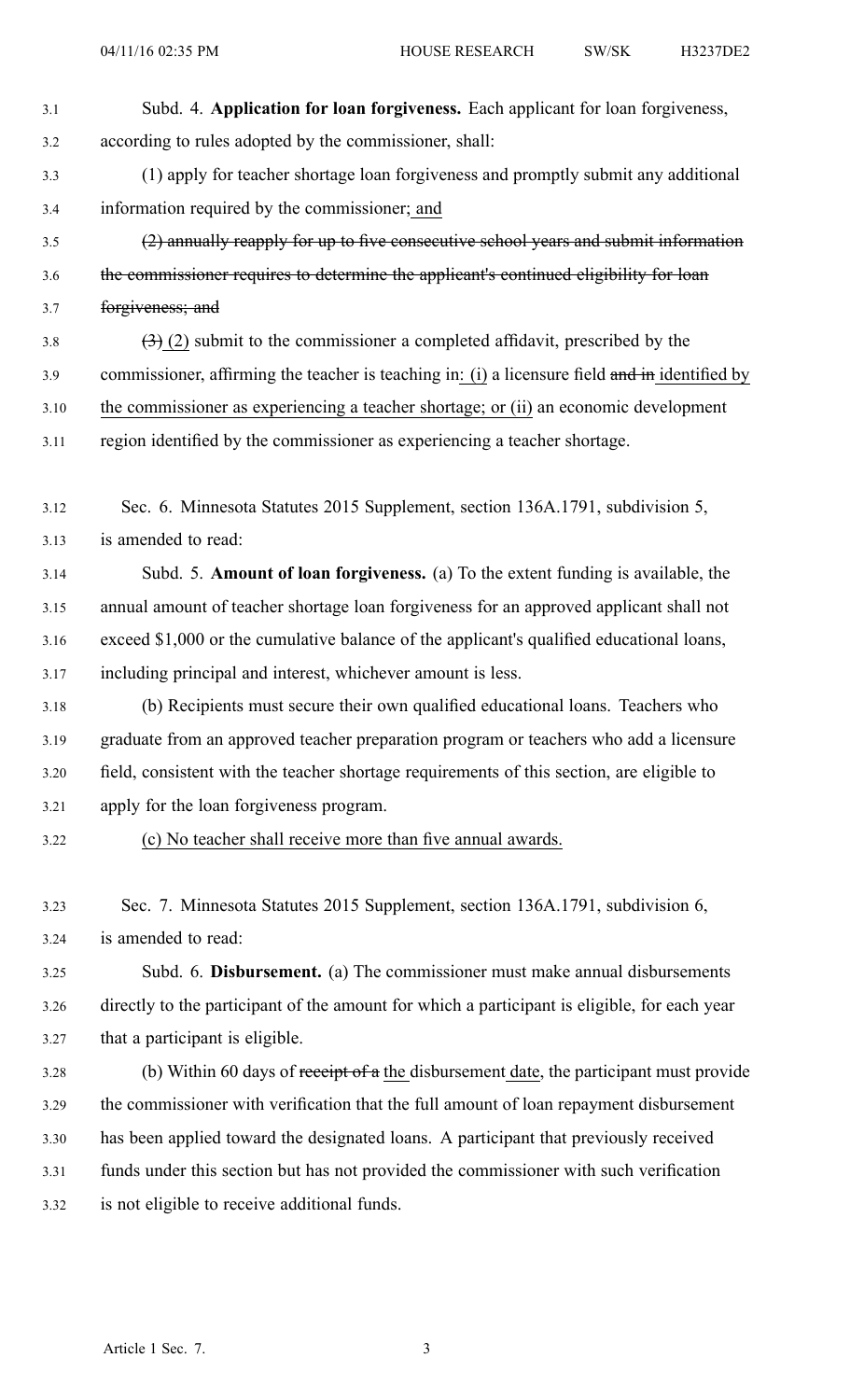Subd. 4. **Application for loan forgiveness.** Each applicant for loan forgiveness, according to rules adopted by the commissioner, shall:

(1) apply for teacher shortage loan forgiveness and promptly submit any additional information required by the commissioner; and

~~(2) annually reapply for up to five consecutive school years and submit information the commissioner requires to determine the applicant's continued eligibility for loan forgiveness; and~~

~~(3)~~ (2) submit to the commissioner a completed affidavit, prescribed by the commissioner, affirming the teacher is teaching in: (i) a licensure field ~~and in~~ identified by the commissioner as experiencing a teacher shortage; or (ii) an economic development region identified by the commissioner as experiencing a teacher shortage.

Sec. 6. Minnesota Statutes 2015 Supplement, section 136A.1791, subdivision 5, is amended to read:

Subd. 5. **Amount of loan forgiveness.** (a) To the extent funding is available, the annual amount of teacher shortage loan forgiveness for an approved applicant shall not exceed $1,000 or the cumulative balance of the applicant's qualified educational loans, including principal and interest, whichever amount is less.

(b) Recipients must secure their own qualified educational loans. Teachers who graduate from an approved teacher preparation program or teachers who add a licensure field, consistent with the teacher shortage requirements of this section, are eligible to apply for the loan forgiveness program.

(c) No teacher shall receive more than five annual awards.

Sec. 7. Minnesota Statutes 2015 Supplement, section 136A.1791, subdivision 6, is amended to read:

Subd. 6. **Disbursement.** (a) The commissioner must make annual disbursements directly to the participant of the amount for which a participant is eligible, for each year that a participant is eligible.

(b) Within 60 days of ~~receipt of a~~ the disbursement date, the participant must provide the commissioner with verification that the full amount of loan repayment disbursement has been applied toward the designated loans. A participant that previously received funds under this section but has not provided the commissioner with such verification is not eligible to receive additional funds.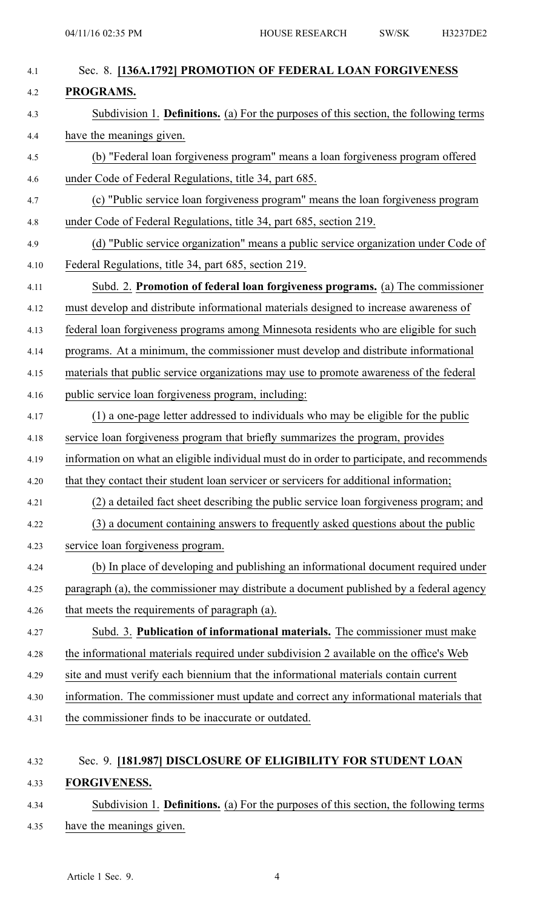Sec. 8. **[136A.1792] PROMOTION OF FEDERAL LOAN FORGIVENESS PROGRAMS.**

Subdivision 1. **Definitions.** (a) For the purposes of this section, the following terms have the meanings given.

(b) "Federal loan forgiveness program" means a loan forgiveness program offered under Code of Federal Regulations, title 34, part 685.

(c) "Public service loan forgiveness program" means the loan forgiveness program under Code of Federal Regulations, title 34, part 685, section 219.

(d) "Public service organization" means a public service organization under Code of Federal Regulations, title 34, part 685, section 219.

Subd. 2. **Promotion of federal loan forgiveness programs.** (a) The commissioner must develop and distribute informational materials designed to increase awareness of federal loan forgiveness programs among Minnesota residents who are eligible for such programs. At a minimum, the commissioner must develop and distribute informational materials that public service organizations may use to promote awareness of the federal public service loan forgiveness program, including:

(1) a one-page letter addressed to individuals who may be eligible for the public service loan forgiveness program that briefly summarizes the program, provides information on what an eligible individual must do in order to participate, and recommends that they contact their student loan servicer or servicers for additional information;

(2) a detailed fact sheet describing the public service loan forgiveness program; and

(3) a document containing answers to frequently asked questions about the public service loan forgiveness program.

(b) In place of developing and publishing an informational document required under paragraph (a), the commissioner may distribute a document published by a federal agency that meets the requirements of paragraph (a).

Subd. 3. **Publication of informational materials.** The commissioner must make the informational materials required under subdivision 2 available on the office's Web site and must verify each biennium that the informational materials contain current information. The commissioner must update and correct any informational materials that the commissioner finds to be inaccurate or outdated.

Sec. 9. **[181.987] DISCLOSURE OF ELIGIBILITY FOR STUDENT LOAN FORGIVENESS.**

Subdivision 1. **Definitions.** (a) For the purposes of this section, the following terms have the meanings given.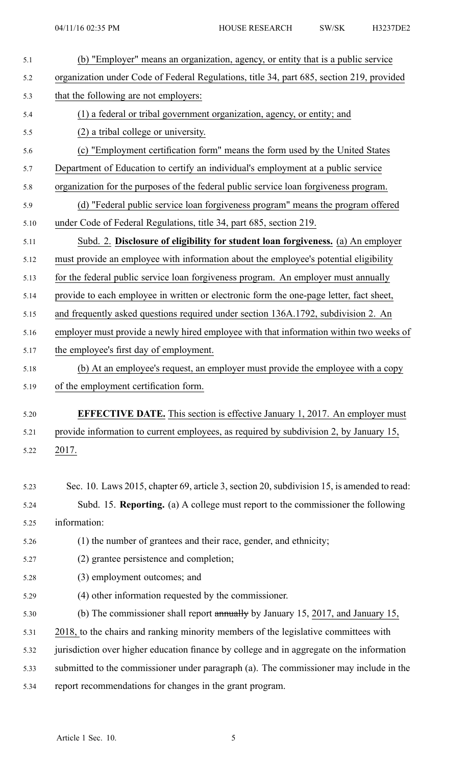(b) "Employer" means an organization, agency, or entity that is a public service organization under Code of Federal Regulations, title 34, part 685, section 219, provided that the following are not employers:

(1) a federal or tribal government organization, agency, or entity; and

(2) a tribal college or university.

(c) "Employment certification form" means the form used by the United States Department of Education to certify an individual's employment at a public service organization for the purposes of the federal public service loan forgiveness program.

(d) "Federal public service loan forgiveness program" means the program offered under Code of Federal Regulations, title 34, part 685, section 219.

Subd. 2. **Disclosure of eligibility for student loan forgiveness.** (a) An employer must provide an employee with information about the employee's potential eligibility for the federal public service loan forgiveness program. An employer must annually provide to each employee in written or electronic form the one-page letter, fact sheet, and frequently asked questions required under section 136A.1792, subdivision 2. An employer must provide a newly hired employee with that information within two weeks of the employee's first day of employment.

(b) At an employee's request, an employer must provide the employee with a copy of the employment certification form.

**EFFECTIVE DATE.** This section is effective January 1, 2017. An employer must provide information to current employees, as required by subdivision 2, by January 15, 2017.

Sec. 10. Laws 2015, chapter 69, article 3, section 20, subdivision 15, is amended to read:

Subd. 15. **Reporting.** (a) A college must report to the commissioner the following information:

(1) the number of grantees and their race, gender, and ethnicity;

(2) grantee persistence and completion;

(3) employment outcomes; and

(4) other information requested by the commissioner.

(b) The commissioner shall report ~~annually~~ by January 15, 2017, and January 15, 2018, to the chairs and ranking minority members of the legislative committees with jurisdiction over higher education finance by college and in aggregate on the information submitted to the commissioner under paragraph (a). The commissioner may include in the report recommendations for changes in the grant program.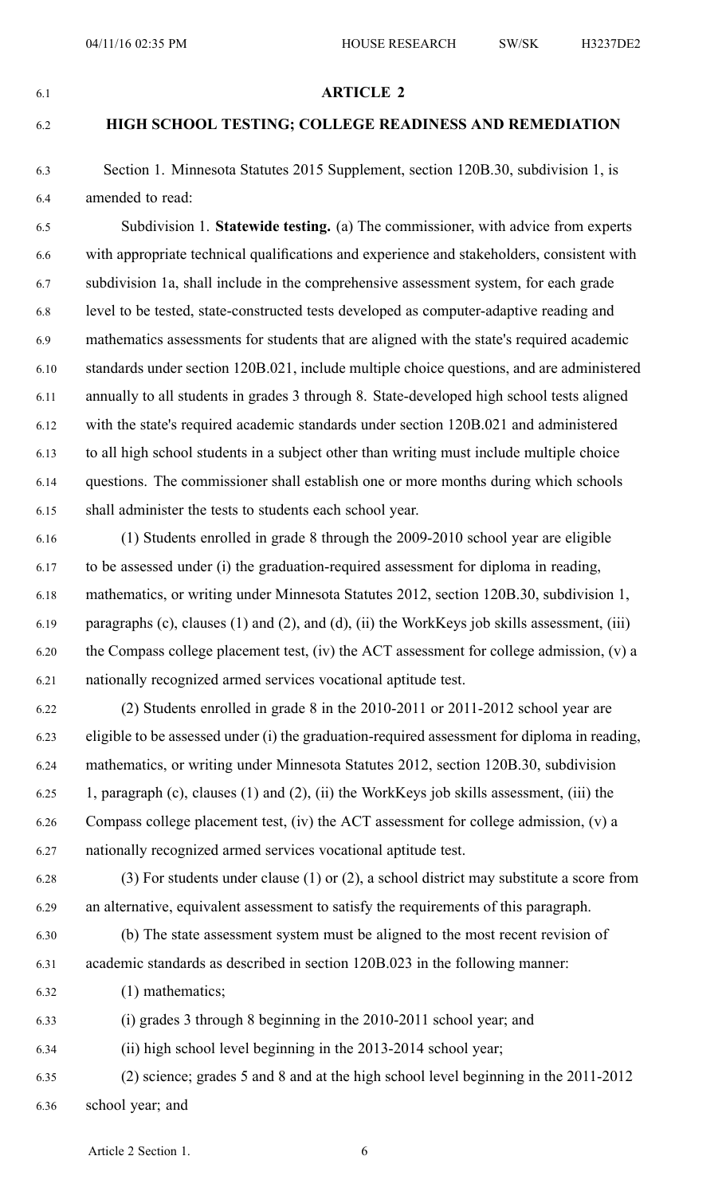## ARTICLE 2

## HIGH SCHOOL TESTING; COLLEGE READINESS AND REMEDIATION

Section 1. Minnesota Statutes 2015 Supplement, section 120B.30, subdivision 1, is amended to read:

Subdivision 1. **Statewide testing.** (a) The commissioner, with advice from experts with appropriate technical qualifications and experience and stakeholders, consistent with subdivision 1a, shall include in the comprehensive assessment system, for each grade level to be tested, state-constructed tests developed as computer-adaptive reading and mathematics assessments for students that are aligned with the state's required academic standards under section 120B.021, include multiple choice questions, and are administered annually to all students in grades 3 through 8. State-developed high school tests aligned with the state's required academic standards under section 120B.021 and administered to all high school students in a subject other than writing must include multiple choice questions. The commissioner shall establish one or more months during which schools shall administer the tests to students each school year.

(1) Students enrolled in grade 8 through the 2009-2010 school year are eligible to be assessed under (i) the graduation-required assessment for diploma in reading, mathematics, or writing under Minnesota Statutes 2012, section 120B.30, subdivision 1, paragraphs (c), clauses (1) and (2), and (d), (ii) the WorkKeys job skills assessment, (iii) the Compass college placement test, (iv) the ACT assessment for college admission, (v) a nationally recognized armed services vocational aptitude test.

(2) Students enrolled in grade 8 in the 2010-2011 or 2011-2012 school year are eligible to be assessed under (i) the graduation-required assessment for diploma in reading, mathematics, or writing under Minnesota Statutes 2012, section 120B.30, subdivision 1, paragraph (c), clauses (1) and (2), (ii) the WorkKeys job skills assessment, (iii) the Compass college placement test, (iv) the ACT assessment for college admission, (v) a nationally recognized armed services vocational aptitude test.

(3) For students under clause (1) or (2), a school district may substitute a score from an alternative, equivalent assessment to satisfy the requirements of this paragraph.

(b) The state assessment system must be aligned to the most recent revision of academic standards as described in section 120B.023 in the following manner:

(1) mathematics;

(i) grades 3 through 8 beginning in the 2010-2011 school year; and

(ii) high school level beginning in the 2013-2014 school year;

(2) science; grades 5 and 8 and at the high school level beginning in the 2011-2012 school year; and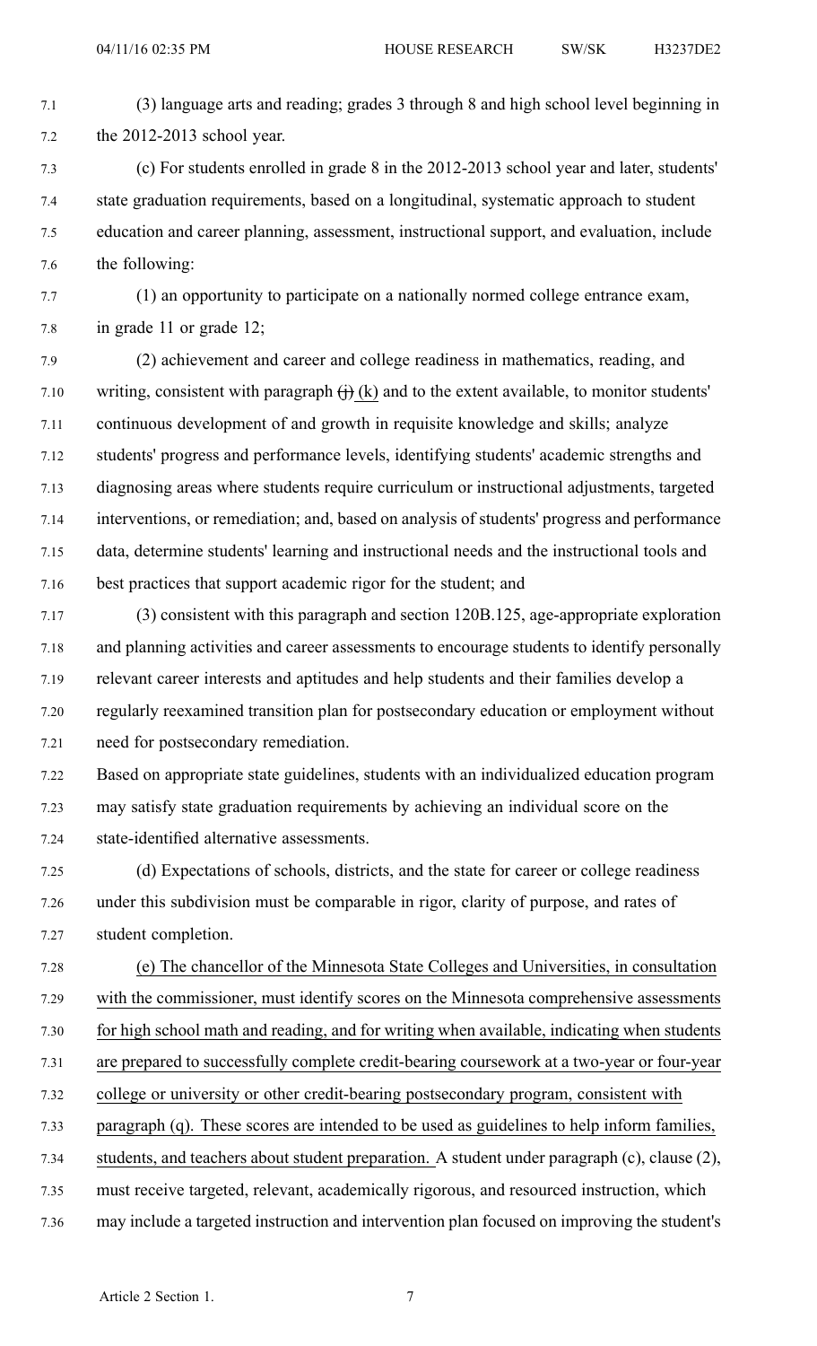(3) language arts and reading; grades 3 through 8 and high school level beginning in the 2012-2013 school year.

(c) For students enrolled in grade 8 in the 2012-2013 school year and later, students' state graduation requirements, based on a longitudinal, systematic approach to student education and career planning, assessment, instructional support, and evaluation, include the following:

(1) an opportunity to participate on a nationally normed college entrance exam, in grade 11 or grade 12;

(2) achievement and career and college readiness in mathematics, reading, and writing, consistent with paragraph ~~(j)~~ (k) and to the extent available, to monitor students' continuous development of and growth in requisite knowledge and skills; analyze students' progress and performance levels, identifying students' academic strengths and diagnosing areas where students require curriculum or instructional adjustments, targeted interventions, or remediation; and, based on analysis of students' progress and performance data, determine students' learning and instructional needs and the instructional tools and best practices that support academic rigor for the student; and

(3) consistent with this paragraph and section 120B.125, age-appropriate exploration and planning activities and career assessments to encourage students to identify personally relevant career interests and aptitudes and help students and their families develop a regularly reexamined transition plan for postsecondary education or employment without need for postsecondary remediation.

Based on appropriate state guidelines, students with an individualized education program may satisfy state graduation requirements by achieving an individual score on the state-identified alternative assessments.

(d) Expectations of schools, districts, and the state for career or college readiness under this subdivision must be comparable in rigor, clarity of purpose, and rates of student completion.

(e) The chancellor of the Minnesota State Colleges and Universities, in consultation with the commissioner, must identify scores on the Minnesota comprehensive assessments for high school math and reading, and for writing when available, indicating when students are prepared to successfully complete credit-bearing coursework at a two-year or four-year college or university or other credit-bearing postsecondary program, consistent with paragraph (q). These scores are intended to be used as guidelines to help inform families, students, and teachers about student preparation. A student under paragraph (c), clause (2), must receive targeted, relevant, academically rigorous, and resourced instruction, which may include a targeted instruction and intervention plan focused on improving the student's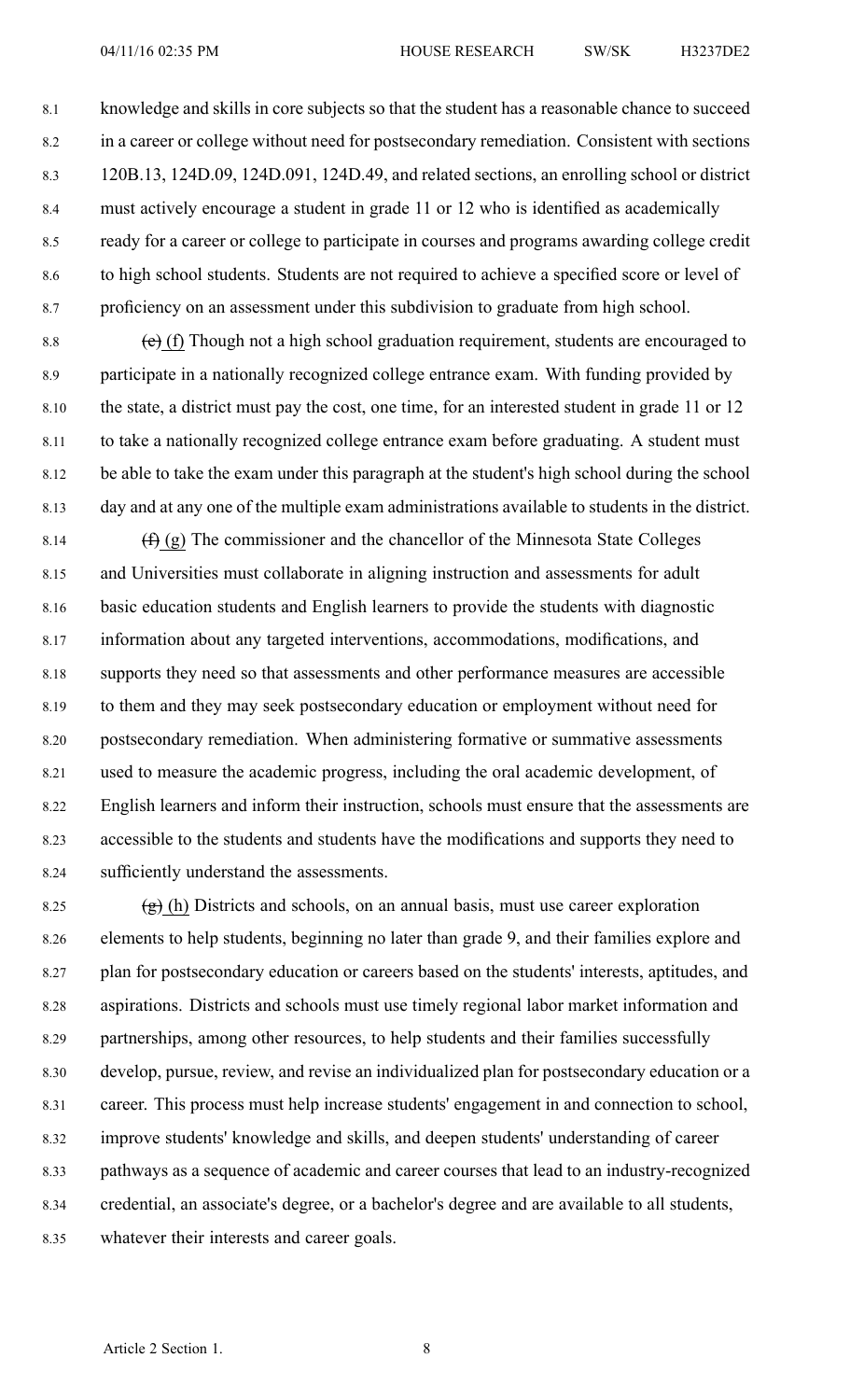knowledge and skills in core subjects so that the student has a reasonable chance to succeed in a career or college without need for postsecondary remediation. Consistent with sections 120B.13, 124D.09, 124D.091, 124D.49, and related sections, an enrolling school or district must actively encourage a student in grade 11 or 12 who is identified as academically ready for a career or college to participate in courses and programs awarding college credit to high school students. Students are not required to achieve a specified score or level of proficiency on an assessment under this subdivision to graduate from high school.

~~(e)~~ (f) Though not a high school graduation requirement, students are encouraged to participate in a nationally recognized college entrance exam. With funding provided by the state, a district must pay the cost, one time, for an interested student in grade 11 or 12 to take a nationally recognized college entrance exam before graduating. A student must be able to take the exam under this paragraph at the student's high school during the school day and at any one of the multiple exam administrations available to students in the district.

~~(f)~~ (g) The commissioner and the chancellor of the Minnesota State Colleges and Universities must collaborate in aligning instruction and assessments for adult basic education students and English learners to provide the students with diagnostic information about any targeted interventions, accommodations, modifications, and supports they need so that assessments and other performance measures are accessible to them and they may seek postsecondary education or employment without need for postsecondary remediation. When administering formative or summative assessments used to measure the academic progress, including the oral academic development, of English learners and inform their instruction, schools must ensure that the assessments are accessible to the students and students have the modifications and supports they need to sufficiently understand the assessments.

~~(g)~~ (h) Districts and schools, on an annual basis, must use career exploration elements to help students, beginning no later than grade 9, and their families explore and plan for postsecondary education or careers based on the students' interests, aptitudes, and aspirations. Districts and schools must use timely regional labor market information and partnerships, among other resources, to help students and their families successfully develop, pursue, review, and revise an individualized plan for postsecondary education or a career. This process must help increase students' engagement in and connection to school, improve students' knowledge and skills, and deepen students' understanding of career pathways as a sequence of academic and career courses that lead to an industry-recognized credential, an associate's degree, or a bachelor's degree and are available to all students, whatever their interests and career goals.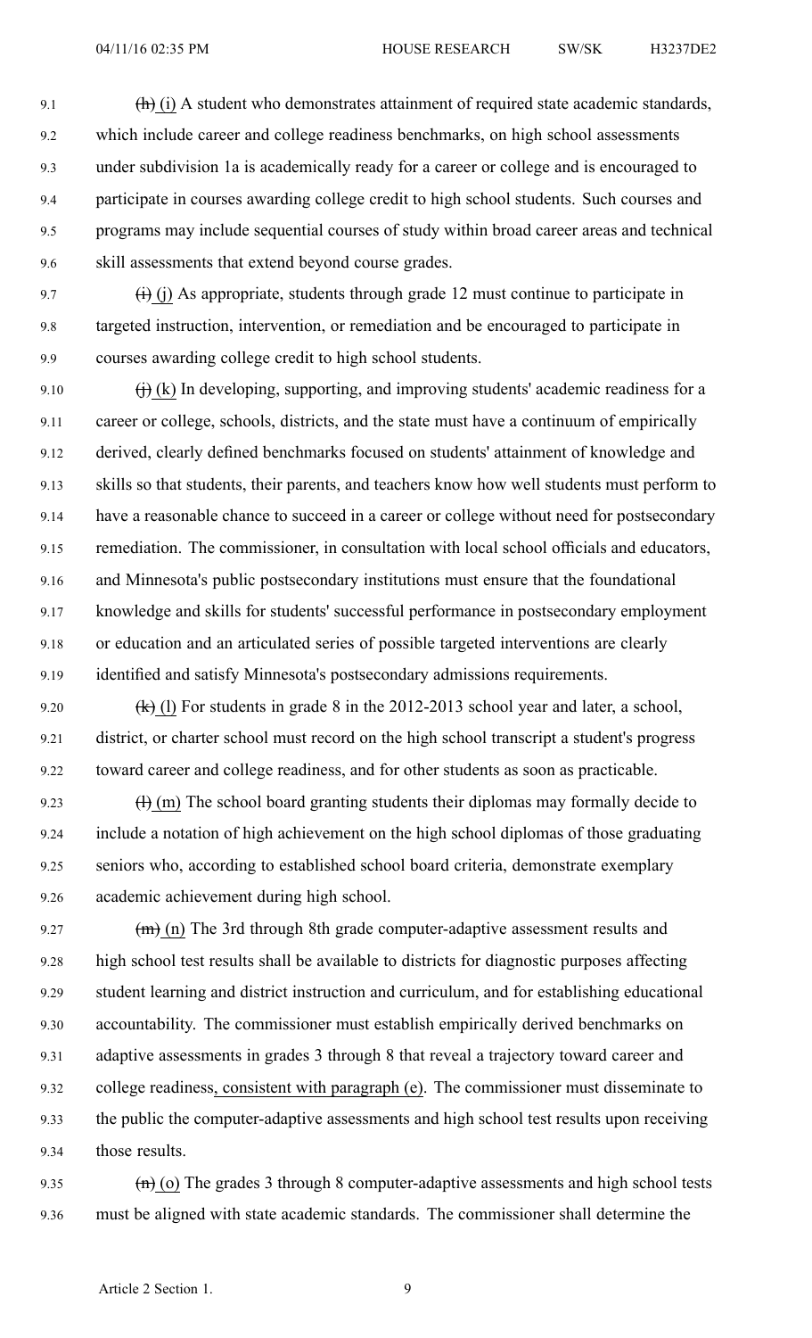~~(h)~~ (i) A student who demonstrates attainment of required state academic standards, which include career and college readiness benchmarks, on high school assessments under subdivision 1a is academically ready for a career or college and is encouraged to participate in courses awarding college credit to high school students. Such courses and programs may include sequential courses of study within broad career areas and technical skill assessments that extend beyond course grades.

~~(i)~~ (j) As appropriate, students through grade 12 must continue to participate in targeted instruction, intervention, or remediation and be encouraged to participate in courses awarding college credit to high school students.

~~(j)~~ (k) In developing, supporting, and improving students' academic readiness for a career or college, schools, districts, and the state must have a continuum of empirically derived, clearly defined benchmarks focused on students' attainment of knowledge and skills so that students, their parents, and teachers know how well students must perform to have a reasonable chance to succeed in a career or college without need for postsecondary remediation. The commissioner, in consultation with local school officials and educators, and Minnesota's public postsecondary institutions must ensure that the foundational knowledge and skills for students' successful performance in postsecondary employment or education and an articulated series of possible targeted interventions are clearly identified and satisfy Minnesota's postsecondary admissions requirements.

~~(k)~~ (l) For students in grade 8 in the 2012-2013 school year and later, a school, district, or charter school must record on the high school transcript a student's progress toward career and college readiness, and for other students as soon as practicable.

~~(l)~~ (m) The school board granting students their diplomas may formally decide to include a notation of high achievement on the high school diplomas of those graduating seniors who, according to established school board criteria, demonstrate exemplary academic achievement during high school.

~~(m)~~ (n) The 3rd through 8th grade computer-adaptive assessment results and high school test results shall be available to districts for diagnostic purposes affecting student learning and district instruction and curriculum, and for establishing educational accountability. The commissioner must establish empirically derived benchmarks on adaptive assessments in grades 3 through 8 that reveal a trajectory toward career and college readiness, consistent with paragraph (e). The commissioner must disseminate to the public the computer-adaptive assessments and high school test results upon receiving those results.

~~(n)~~ (o) The grades 3 through 8 computer-adaptive assessments and high school tests must be aligned with state academic standards. The commissioner shall determine the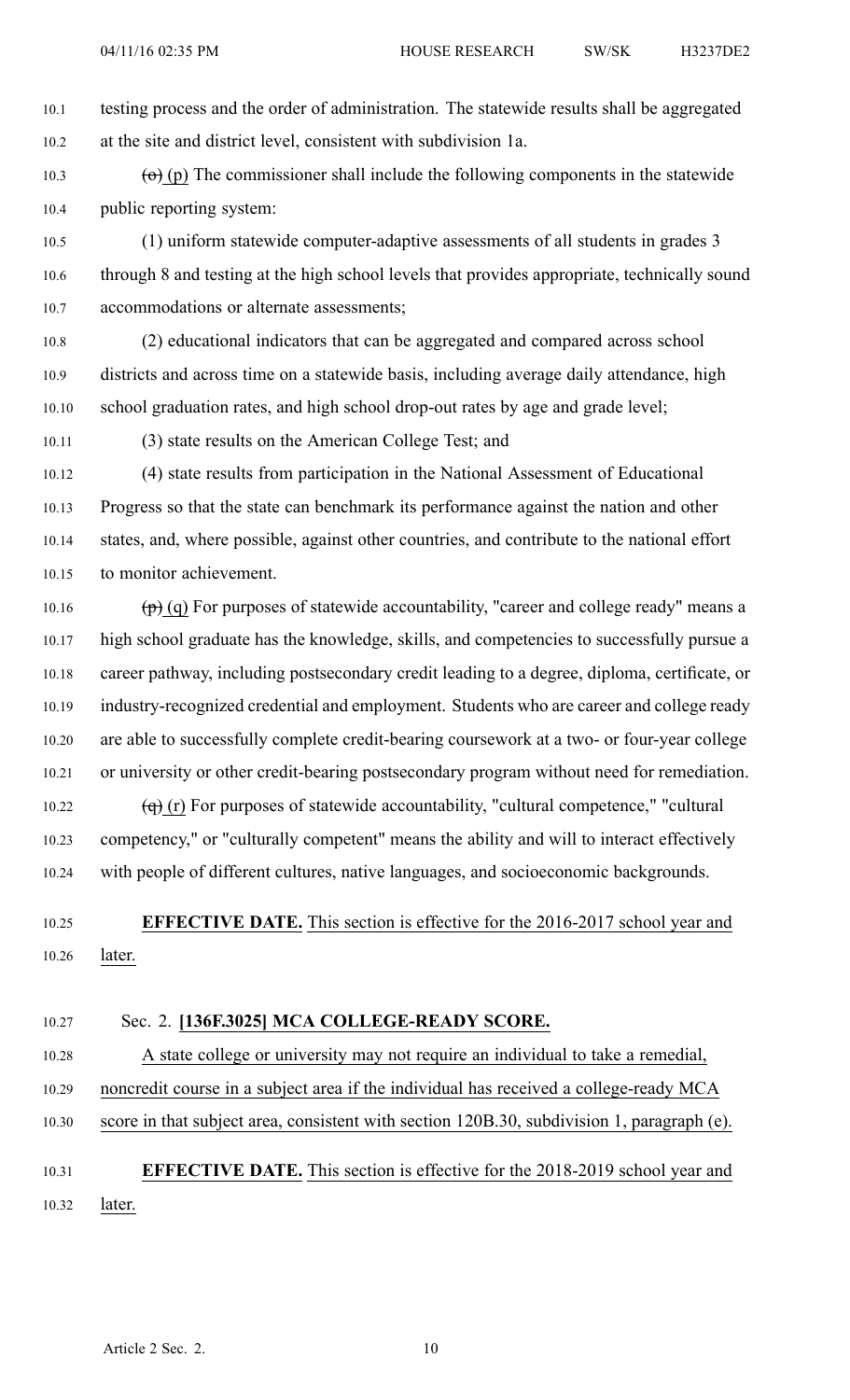testing process and the order of administration. The statewide results shall be aggregated at the site and district level, consistent with subdivision 1a.

~~(o)~~ (p) The commissioner shall include the following components in the statewide public reporting system:

(1) uniform statewide computer-adaptive assessments of all students in grades 3 through 8 and testing at the high school levels that provides appropriate, technically sound accommodations or alternate assessments;

(2) educational indicators that can be aggregated and compared across school districts and across time on a statewide basis, including average daily attendance, high school graduation rates, and high school drop-out rates by age and grade level;

(3) state results on the American College Test; and

(4) state results from participation in the National Assessment of Educational Progress so that the state can benchmark its performance against the nation and other states, and, where possible, against other countries, and contribute to the national effort to monitor achievement.

~~(p)~~ (q) For purposes of statewide accountability, "career and college ready" means a high school graduate has the knowledge, skills, and competencies to successfully pursue a career pathway, including postsecondary credit leading to a degree, diploma, certificate, or industry-recognized credential and employment. Students who are career and college ready are able to successfully complete credit-bearing coursework at a two- or four-year college or university or other credit-bearing postsecondary program without need for remediation.

~~(q)~~ (r) For purposes of statewide accountability, "cultural competence," "cultural competency," or "culturally competent" means the ability and will to interact effectively with people of different cultures, native languages, and socioeconomic backgrounds.

**EFFECTIVE DATE.** This section is effective for the 2016-2017 school year and later.

Sec. 2. **[136F.3025] MCA COLLEGE-READY SCORE.**

A state college or university may not require an individual to take a remedial, noncredit course in a subject area if the individual has received a college-ready MCA score in that subject area, consistent with section 120B.30, subdivision 1, paragraph (e).

**EFFECTIVE DATE.** This section is effective for the 2018-2019 school year and later.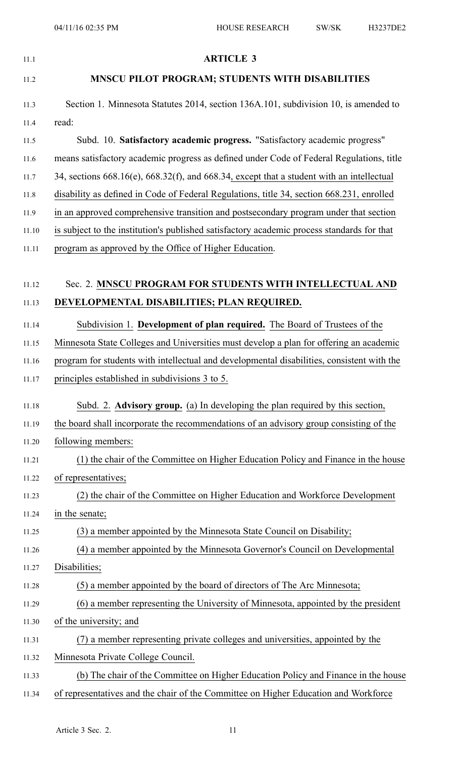## ARTICLE 3

## MNSCU PILOT PROGRAM; STUDENTS WITH DISABILITIES

Section 1. Minnesota Statutes 2014, section 136A.101, subdivision 10, is amended to read:

Subd. 10. **Satisfactory academic progress.** "Satisfactory academic progress" means satisfactory academic progress as defined under Code of Federal Regulations, title 34, sections 668.16(e), 668.32(f), and 668.34, except that a student with an intellectual disability as defined in Code of Federal Regulations, title 34, section 668.231, enrolled in an approved comprehensive transition and postsecondary program under that section is subject to the institution's published satisfactory academic process standards for that program as approved by the Office of Higher Education.

Sec. 2. **MNSCU PROGRAM FOR STUDENTS WITH INTELLECTUAL AND DEVELOPMENTAL DISABILITIES; PLAN REQUIRED.**

Subdivision 1. **Development of plan required.** The Board of Trustees of the Minnesota State Colleges and Universities must develop a plan for offering an academic program for students with intellectual and developmental disabilities, consistent with the principles established in subdivisions 3 to 5.

Subd. 2. **Advisory group.** (a) In developing the plan required by this section, the board shall incorporate the recommendations of an advisory group consisting of the following members:

(1) the chair of the Committee on Higher Education Policy and Finance in the house of representatives;

(2) the chair of the Committee on Higher Education and Workforce Development in the senate;

(3) a member appointed by the Minnesota State Council on Disability;

(4) a member appointed by the Minnesota Governor's Council on Developmental Disabilities;

(5) a member appointed by the board of directors of The Arc Minnesota;

(6) a member representing the University of Minnesota, appointed by the president of the university; and

(7) a member representing private colleges and universities, appointed by the Minnesota Private College Council.

(b) The chair of the Committee on Higher Education Policy and Finance in the house of representatives and the chair of the Committee on Higher Education and Workforce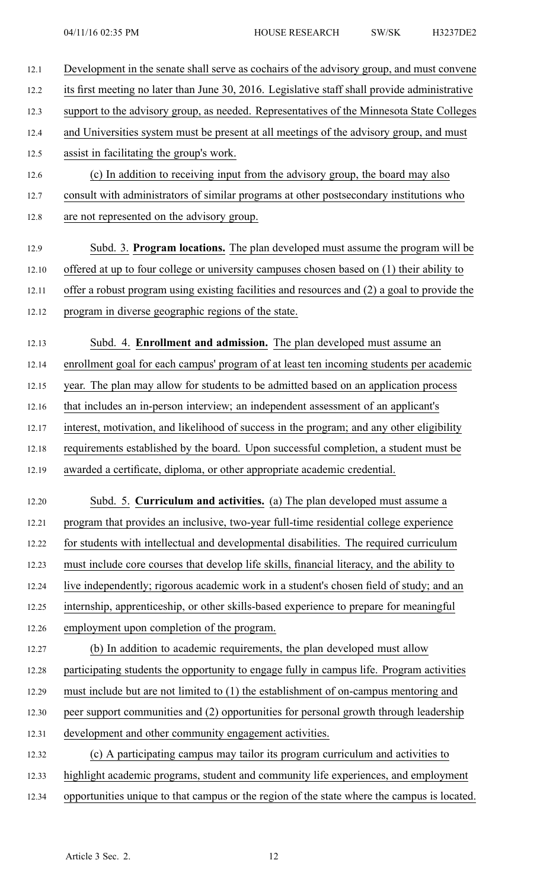Development in the senate shall serve as cochairs of the advisory group, and must convene its first meeting no later than June 30, 2016. Legislative staff shall provide administrative support to the advisory group, as needed. Representatives of the Minnesota State Colleges and Universities system must be present at all meetings of the advisory group, and must assist in facilitating the group's work.

(c) In addition to receiving input from the advisory group, the board may also consult with administrators of similar programs at other postsecondary institutions who are not represented on the advisory group.

Subd. 3. **Program locations.** The plan developed must assume the program will be offered at up to four college or university campuses chosen based on (1) their ability to offer a robust program using existing facilities and resources and (2) a goal to provide the program in diverse geographic regions of the state.

Subd. 4. **Enrollment and admission.** The plan developed must assume an enrollment goal for each campus' program of at least ten incoming students per academic year. The plan may allow for students to be admitted based on an application process that includes an in-person interview; an independent assessment of an applicant's interest, motivation, and likelihood of success in the program; and any other eligibility requirements established by the board. Upon successful completion, a student must be awarded a certificate, diploma, or other appropriate academic credential.

Subd. 5. **Curriculum and activities.** (a) The plan developed must assume a program that provides an inclusive, two-year full-time residential college experience for students with intellectual and developmental disabilities. The required curriculum must include core courses that develop life skills, financial literacy, and the ability to live independently; rigorous academic work in a student's chosen field of study; and an internship, apprenticeship, or other skills-based experience to prepare for meaningful employment upon completion of the program.

(b) In addition to academic requirements, the plan developed must allow participating students the opportunity to engage fully in campus life. Program activities must include but are not limited to (1) the establishment of on-campus mentoring and peer support communities and (2) opportunities for personal growth through leadership development and other community engagement activities.

(c) A participating campus may tailor its program curriculum and activities to highlight academic programs, student and community life experiences, and employment opportunities unique to that campus or the region of the state where the campus is located.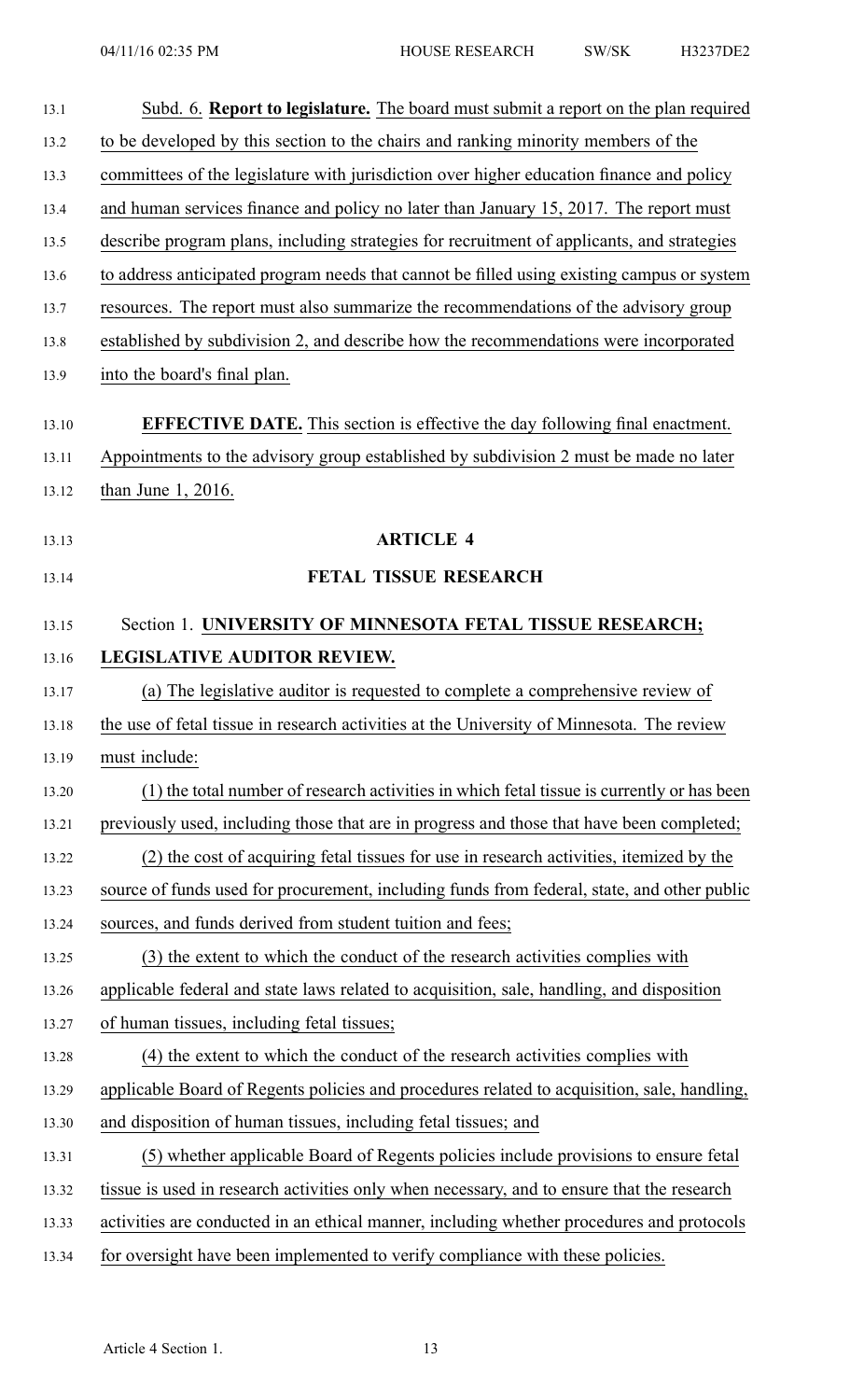Subd. 6. **Report to legislature.** The board must submit a report on the plan required to be developed by this section to the chairs and ranking minority members of the committees of the legislature with jurisdiction over higher education finance and policy and human services finance and policy no later than January 15, 2017. The report must describe program plans, including strategies for recruitment of applicants, and strategies to address anticipated program needs that cannot be filled using existing campus or system resources. The report must also summarize the recommendations of the advisory group established by subdivision 2, and describe how the recommendations were incorporated into the board's final plan.

**EFFECTIVE DATE.** This section is effective the day following final enactment. Appointments to the advisory group established by subdivision 2 must be made no later than June 1, 2016.

## ARTICLE 4

## FETAL TISSUE RESEARCH

Section 1. **UNIVERSITY OF MINNESOTA FETAL TISSUE RESEARCH; LEGISLATIVE AUDITOR REVIEW.**

(a) The legislative auditor is requested to complete a comprehensive review of the use of fetal tissue in research activities at the University of Minnesota. The review must include:

(1) the total number of research activities in which fetal tissue is currently or has been previously used, including those that are in progress and those that have been completed;

(2) the cost of acquiring fetal tissues for use in research activities, itemized by the source of funds used for procurement, including funds from federal, state, and other public sources, and funds derived from student tuition and fees;

(3) the extent to which the conduct of the research activities complies with applicable federal and state laws related to acquisition, sale, handling, and disposition of human tissues, including fetal tissues;

(4) the extent to which the conduct of the research activities complies with applicable Board of Regents policies and procedures related to acquisition, sale, handling, and disposition of human tissues, including fetal tissues; and

(5) whether applicable Board of Regents policies include provisions to ensure fetal tissue is used in research activities only when necessary, and to ensure that the research activities are conducted in an ethical manner, including whether procedures and protocols for oversight have been implemented to verify compliance with these policies.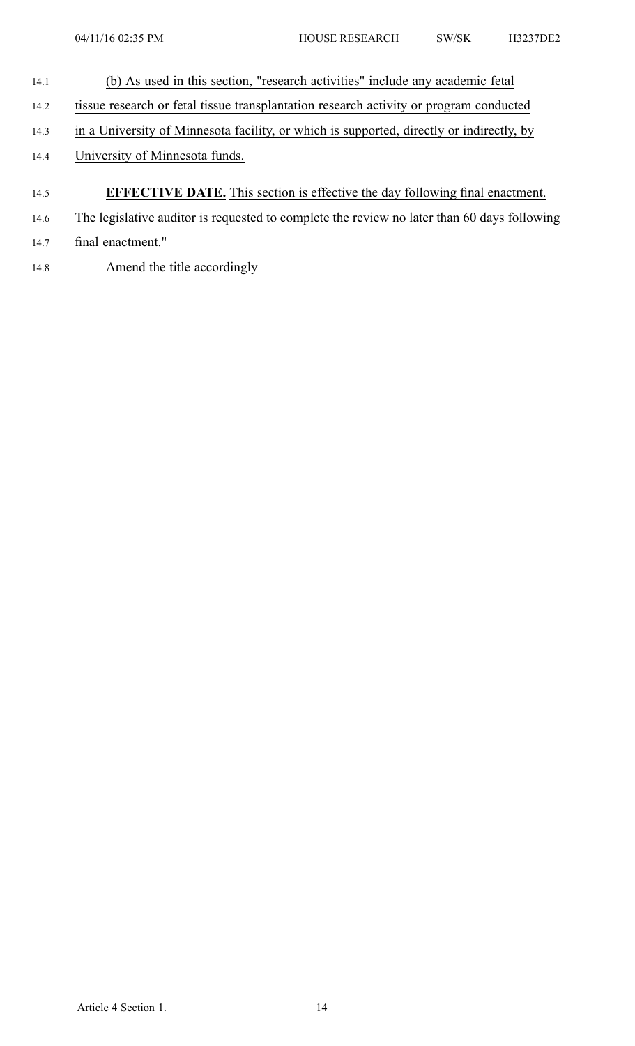(b) As used in this section, "research activities" include any academic fetal tissue research or fetal tissue transplantation research activity or program conducted in a University of Minnesota facility, or which is supported, directly or indirectly, by University of Minnesota funds.

**EFFECTIVE DATE.** This section is effective the day following final enactment. The legislative auditor is requested to complete the review no later than 60 days following final enactment."

Amend the title accordingly